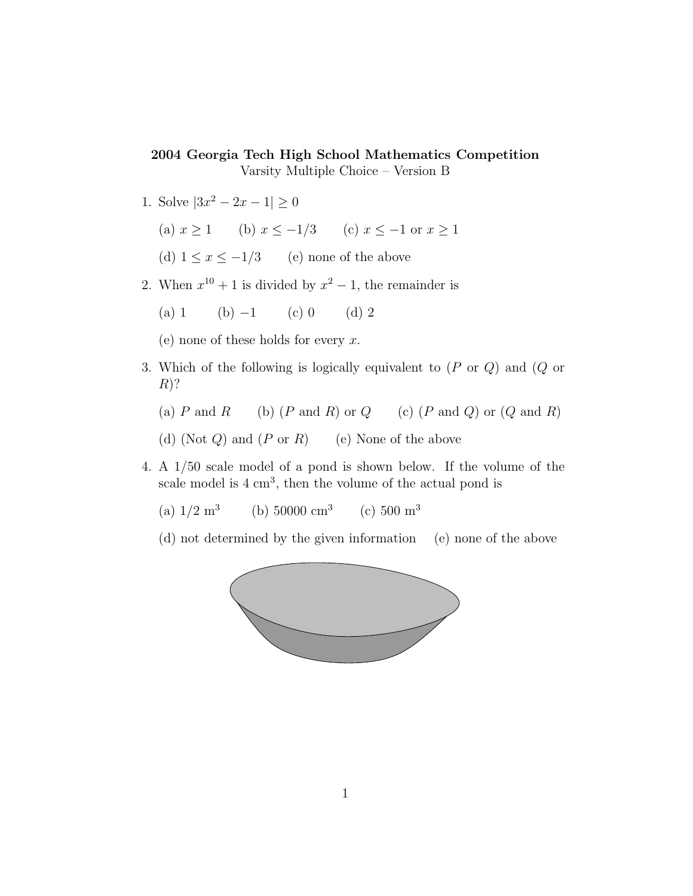**2004 Georgia Tech High School Mathematics Competition**
Varsity Multiple Choice – Version B

1. Solve $|3x^2 - 2x - 1| \geq 0$

   (a) $x \geq 1$ (b) $x \leq -1/3$ (c) $x \leq -1$ or $x \geq 1$

   (d) $1 \leq x \leq -1/3$ (e) none of the above

2. When $x^{10} + 1$ is divided by $x^2 - 1$, the remainder is

   (a) 1 (b) $-1$ (c) 0 (d) 2

   (e) none of these holds for every $x$.

3. Which of the following is logically equivalent to ($P$ or $Q$) and ($Q$ or $R$)?

   (a) $P$ and $R$ (b) ($P$ and $R$) or $Q$ (c) ($P$ and $Q$) or ($Q$ and $R$)

   (d) (Not $Q$) and ($P$ or $R$) (e) None of the above

4. A 1/50 scale model of a pond is shown below. If the volume of the scale model is 4 cm$^3$, then the volume of the actual pond is

   (a) 1/2 m$^3$ (b) 50000 cm$^3$ (c) 500 m$^3$

   (d) not determined by the given information (e) none of the above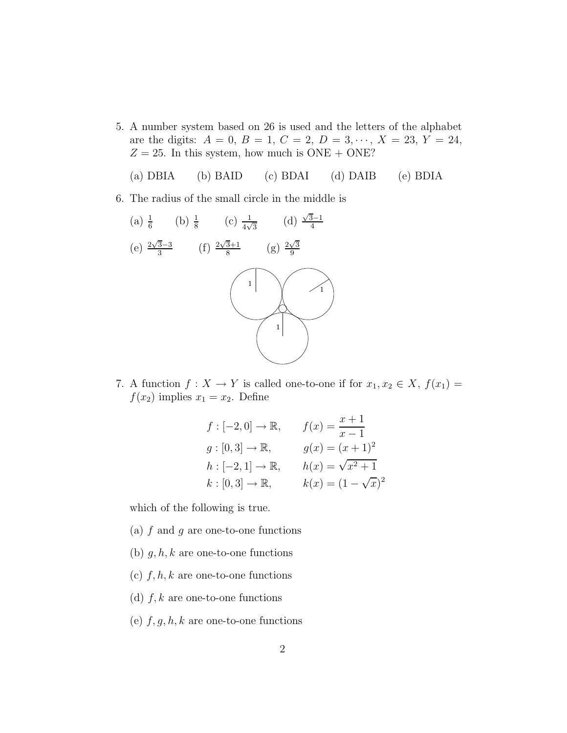5. A number system based on 26 is used and the letters of the alphabet are the digits: $A = 0$, $B = 1$, $C = 2$, $D = 3, \cdots$, $X = 23$, $Y = 24$, $Z = 25$. In this system, how much is ONE + ONE?

   (a) DBIA  (b) BAID  (c) BDAI  (d) DAIB  (e) BDIA

6. The radius of the small circle in the middle is

   (a) $\frac{1}{6}$  (b) $\frac{1}{8}$  (c) $\frac{1}{4\sqrt{3}}$  (d) $\frac{\sqrt{3}-1}{4}$

   (e) $\frac{2\sqrt{3}-3}{3}$  (f) $\frac{2\sqrt{3}+1}{8}$  (g) $\frac{2\sqrt{3}}{9}$

7. A function $f : X \to Y$ is called one-to-one if for $x_1, x_2 \in X$, $f(x_1) = f(x_2)$ implies $x_1 = x_2$. Define

$$
\begin{aligned}
f &: [-2, 0] \to \mathbb{R}, & f(x) &= \frac{x+1}{x-1} \\
g &: [0, 3] \to \mathbb{R}, & g(x) &= (x+1)^2 \\
h &: [-2, 1] \to \mathbb{R}, & h(x) &= \sqrt{x^2+1} \\
k &: [0, 3] \to \mathbb{R}, & k(x) &= (1-\sqrt{x})^2
\end{aligned}
$$

   which of the following is true.

   (a) $f$ and $g$ are one-to-one functions

   (b) $g, h, k$ are one-to-one functions

   (c) $f, h, k$ are one-to-one functions

   (d) $f, k$ are one-to-one functions

   (e) $f, g, h, k$ are one-to-one functions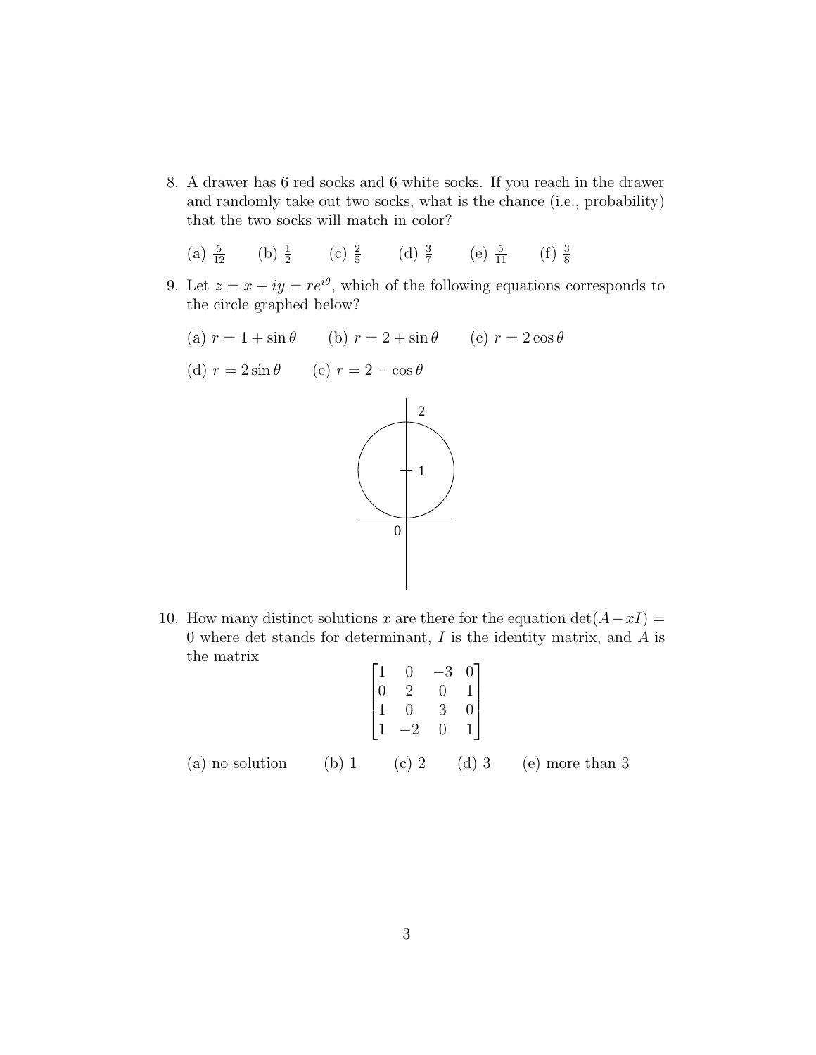8. A drawer has 6 red socks and 6 white socks. If you reach in the drawer and randomly take out two socks, what is the chance (i.e., probability) that the two socks will match in color?

   (a) $\frac{5}{12}$ (b) $\frac{1}{2}$ (c) $\frac{2}{5}$ (d) $\frac{3}{7}$ (e) $\frac{5}{11}$ (f) $\frac{3}{8}$

9. Let $z = x + iy = re^{i\theta}$, which of the following equations corresponds to the circle graphed below?

   (a) $r = 1 + \sin\theta$ (b) $r = 2 + \sin\theta$ (c) $r = 2\cos\theta$

   (d) $r = 2\sin\theta$ (e) $r = 2 - \cos\theta$

10. How many distinct solutions $x$ are there for the equation $\det(A - xI) = 0$ where det stands for determinant, $I$ is the identity matrix, and $A$ is the matrix

$$\begin{bmatrix} 1 & 0 & -3 & 0 \\ 0 & 2 & 0 & 1 \\ 1 & 0 & 3 & 0 \\ 1 & -2 & 0 & 1 \end{bmatrix}$$

   (a) no solution (b) 1 (c) 2 (d) 3 (e) more than 3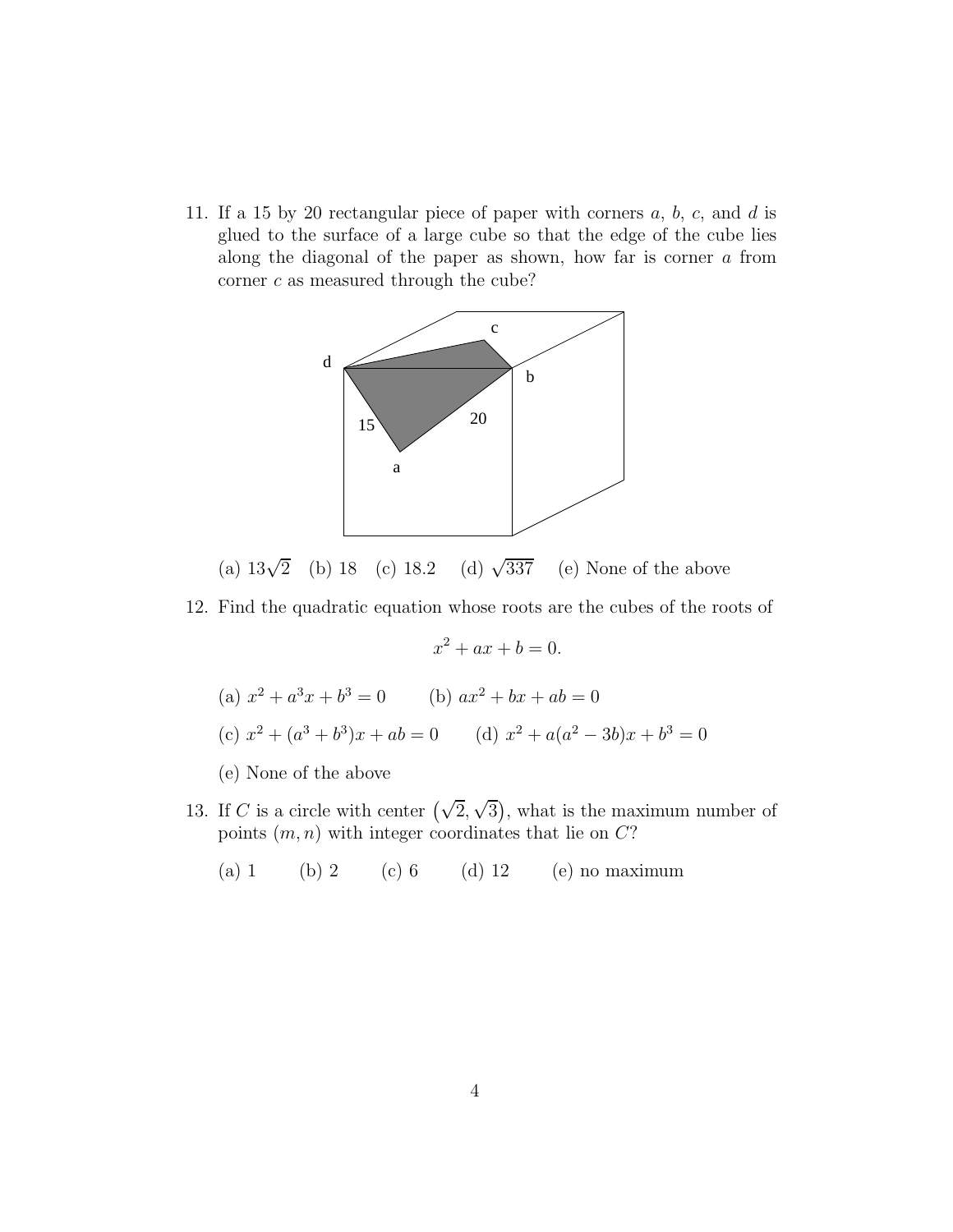11. If a 15 by 20 rectangular piece of paper with corners $a$, $b$, $c$, and $d$ is glued to the surface of a large cube so that the edge of the cube lies along the diagonal of the paper as shown, how far is corner $a$ from corner $c$ as measured through the cube?

    (a) $13\sqrt{2}$ (b) 18 (c) 18.2 (d) $\sqrt{337}$ (e) None of the above

12. Find the quadratic equation whose roots are the cubes of the roots of

$$x^2 + ax + b = 0.$$

    (a) $x^2 + a^3x + b^3 = 0$ (b) $ax^2 + bx + ab = 0$

    (c) $x^2 + (a^3 + b^3)x + ab = 0$ (d) $x^2 + a(a^2 - 3b)x + b^3 = 0$

    (e) None of the above

13. If $C$ is a circle with center $\left(\sqrt{2}, \sqrt{3}\right)$, what is the maximum number of points $(m, n)$ with integer coordinates that lie on $C$?

    (a) 1 (b) 2 (c) 6 (d) 12 (e) no maximum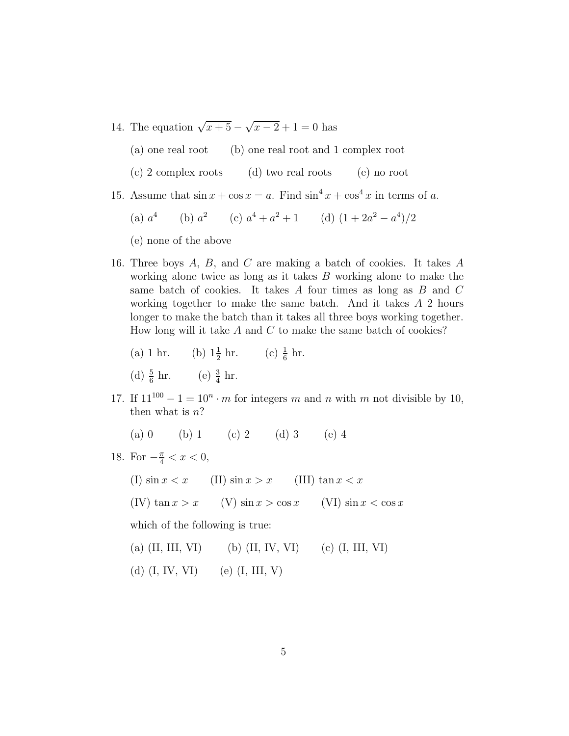14. The equation $\sqrt{x+5} - \sqrt{x-2} + 1 = 0$ has

    (a) one real root  (b) one real root and 1 complex root

    (c) 2 complex roots  (d) two real roots  (e) no root

15. Assume that $\sin x + \cos x = a$. Find $\sin^4 x + \cos^4 x$ in terms of $a$.

    (a) $a^4$  (b) $a^2$  (c) $a^4 + a^2 + 1$  (d) $(1 + 2a^2 - a^4)/2$

    (e) none of the above

16. Three boys $A$, $B$, and $C$ are making a batch of cookies. It takes $A$ working alone twice as long as it takes $B$ working alone to make the same batch of cookies. It takes $A$ four times as long as $B$ and $C$ working together to make the same batch. And it takes $A$ 2 hours longer to make the batch than it takes all three boys working together. How long will it take $A$ and $C$ to make the same batch of cookies?

    (a) 1 hr.  (b) $1\frac{1}{2}$ hr.  (c) $\frac{1}{6}$ hr.

    (d) $\frac{5}{6}$ hr.  (e) $\frac{3}{4}$ hr.

17. If $11^{100} - 1 = 10^n \cdot m$ for integers $m$ and $n$ with $m$ not divisible by 10, then what is $n$?

    (a) 0  (b) 1  (c) 2  (d) 3  (e) 4

18. For $-\frac{\pi}{4} < x < 0$,

    (I) $\sin x < x$  (II) $\sin x > x$  (III) $\tan x < x$

    (IV) $\tan x > x$  (V) $\sin x > \cos x$  (VI) $\sin x < \cos x$

    which of the following is true:

    (a) (II, III, VI)  (b) (II, IV, VI)  (c) (I, III, VI)

    (d) (I, IV, VI)  (e) (I, III, V)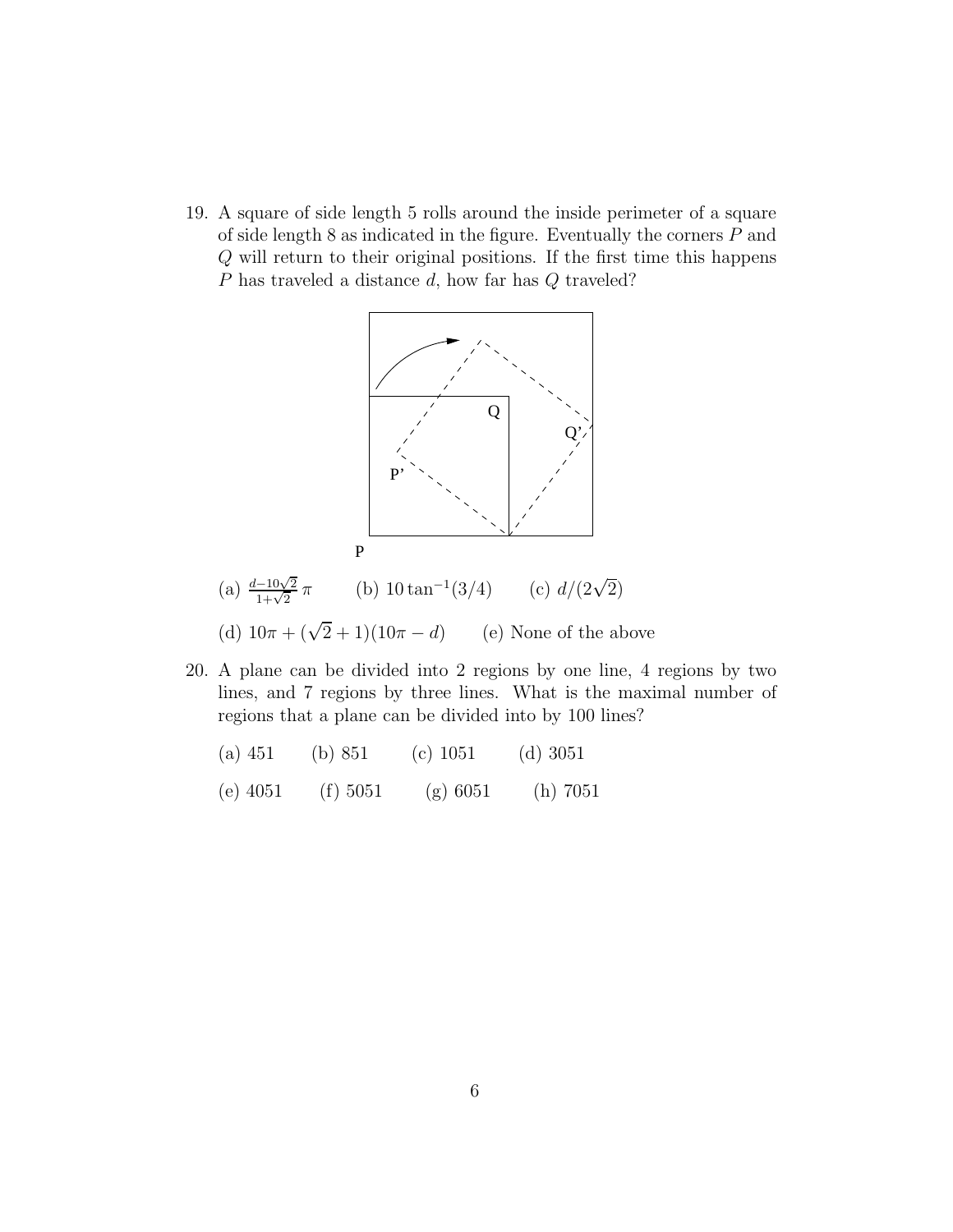19. A square of side length 5 rolls around the inside perimeter of a square of side length 8 as indicated in the figure. Eventually the corners $P$ and $Q$ will return to their original positions. If the first time this happens $P$ has traveled a distance $d$, how far has $Q$ traveled?

Q

Q'

P'

P

(a) $\frac{d-10\sqrt{2}}{1+\sqrt{2}}\,\pi$ (b) $10\tan^{-1}(3/4)$ (c) $d/(2\sqrt{2})$

(d) $10\pi + (\sqrt{2}+1)(10\pi - d)$ (e) None of the above

20. A plane can be divided into 2 regions by one line, 4 regions by two lines, and 7 regions by three lines. What is the maximal number of regions that a plane can be divided into by 100 lines?

(a) 451 (b) 851 (c) 1051 (d) 3051

(e) 4051 (f) 5051 (g) 6051 (h) 7051